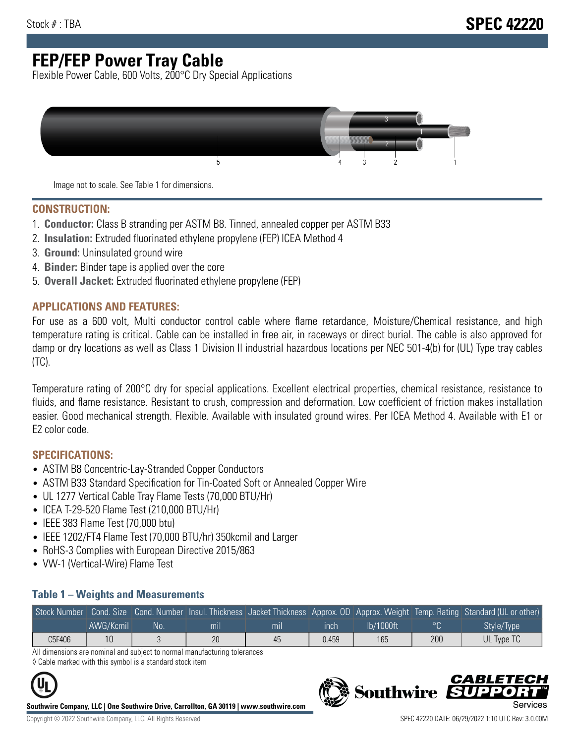Stock # : TBA

# SPEC 42220

# FEP/FEP Power Tray Cable

Flexible Power Cable, 600 Volts, 200°C Dry Special Applications

Image not to scale. See Table 1 for dimensions.

## CONSTRUCTION:

1. **Conductor:** Class B stranding per ASTM B8. Tinned, annealed copper per ASTM B33
2. **Insulation:** Extruded fluorinated ethylene propylene (FEP) ICEA Method 4
3. **Ground:** Uninsulated ground wire
4. **Binder:** Binder tape is applied over the core
5. **Overall Jacket:** Extruded fluorinated ethylene propylene (FEP)

## APPLICATIONS AND FEATURES:

For use as a 600 volt, Multi conductor control cable where flame retardance, Moisture/Chemical resistance, and high temperature rating is critical. Cable can be installed in free air, in raceways or direct burial. The cable is also approved for damp or dry locations as well as Class 1 Division II industrial hazardous locations per NEC 501-4(b) for (UL) Type tray cables (TC).

Temperature rating of 200°C dry for special applications. Excellent electrical properties, chemical resistance, resistance to fluids, and flame resistance. Resistant to crush, compression and deformation. Low coefficient of friction makes installation easier. Good mechanical strength. Flexible. Available with insulated ground wires. Per ICEA Method 4. Available with E1 or E2 color code.

## SPECIFICATIONS:

- ASTM B8 Concentric-Lay-Stranded Copper Conductors
- ASTM B33 Standard Specification for Tin-Coated Soft or Annealed Copper Wire
- UL 1277 Vertical Cable Tray Flame Tests (70,000 BTU/Hr)
- ICEA T-29-520 Flame Test (210,000 BTU/Hr)
- IEEE 383 Flame Test (70,000 btu)
- IEEE 1202/FT4 Flame Test (70,000 BTU/hr) 350kcmil and Larger
- RoHS-3 Complies with European Directive 2015/863
- VW-1 (Vertical-Wire) Flame Test

### Table 1 – Weights and Measurements

| Stock Number | Cond. Size | Cond. Number | Insul. Thickness | Jacket Thickness | Approx. OD | Approx. Weight | Temp. Rating | Standard (UL or other) |
|---|---|---|---|---|---|---|---|---|
| | AWG/Kcmil | No. | mil | mil | inch | lb/1000ft | °C | Style/Type |
| C5F406 | 10 | 3 | 20 | 45 | 0.459 | 165 | 200 | UL Type TC |

All dimensions are nominal and subject to normal manufacturing tolerances

◊ Cable marked with this symbol is a standard stock item

**Southwire Company, LLC | One Southwire Drive, Carrollton, GA 30119 | www.southwire.com**

Copyright © 2022 Southwire Company, LLC. All Rights Reserved

SPEC 42220 DATE: 06/29/2022 1:10 UTC Rev: 3.0.00M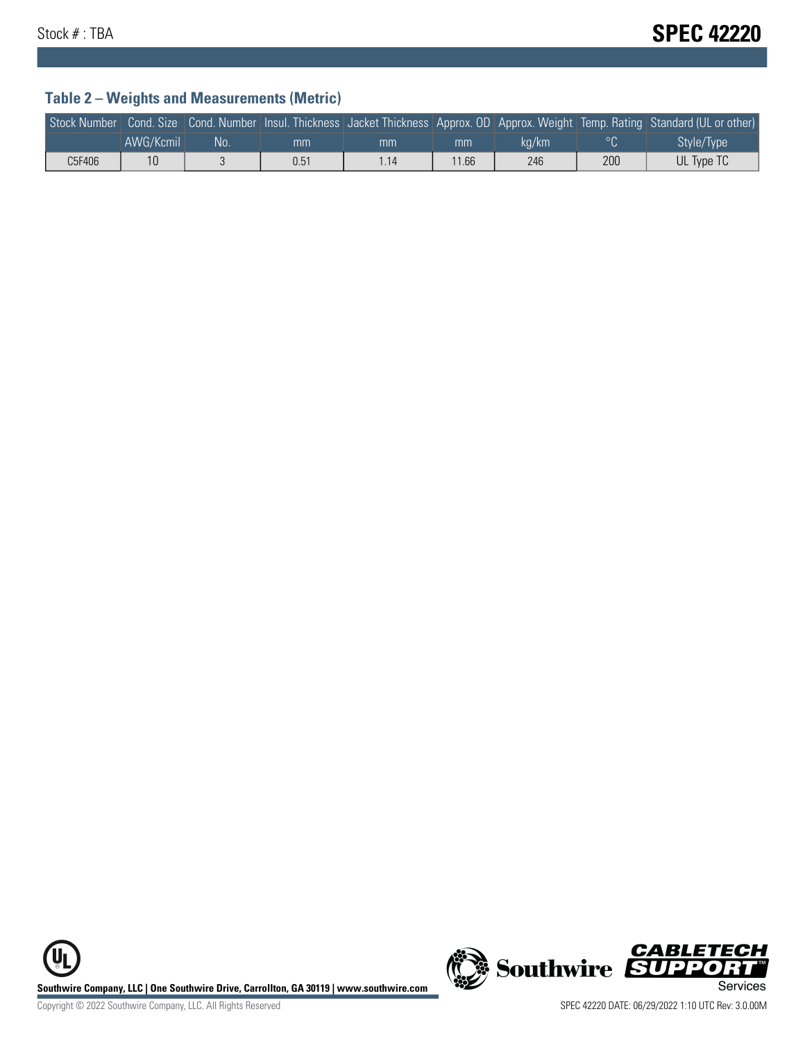### Table 2 – Weights and Measurements (Metric)

| Stock Number | Cond. Size | Cond. Number | Insul. Thickness | Jacket Thickness | Approx. OD | Approx. Weight | Temp. Rating | Standard (UL or other) |
|---|---|---|---|---|---|---|---|---|
| | AWG/Kcmil | No. | mm | mm | mm | kg/km | °C | Style/Type |
| C5F406 | 10 | 3 | 0.51 | 1.14 | 11.66 | 246 | 200 | UL Type TC |

**Southwire Company, LLC | One Southwire Drive, Carrollton, GA 30119 | www.southwire.com**

Copyright © 2022 Southwire Company, LLC. All Rights Reserved

SPEC 42220 DATE: 06/29/2022 1:10 UTC Rev: 3.0.00M